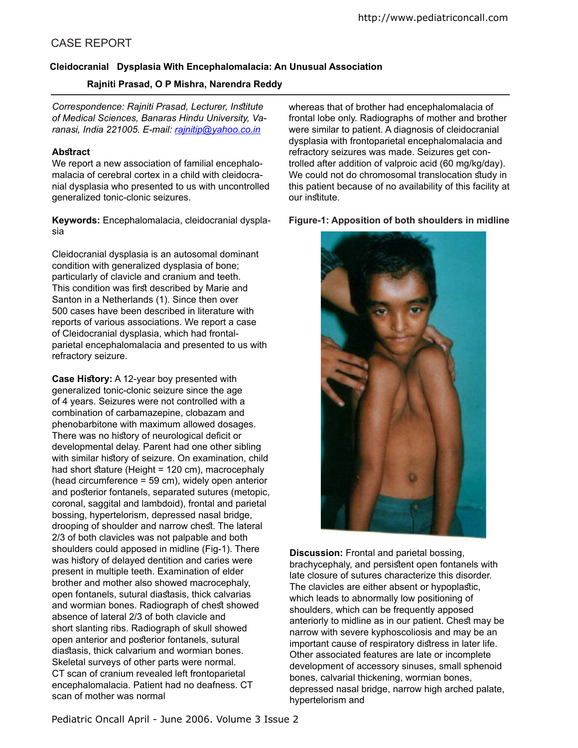CASE REPORT

# Cleidocranial Dysplasia With Encephalomalacia: An Unusual Association

**Rajniti Prasad, O P Mishra, Narendra Reddy**

*Correspondence: Rajniti Prasad, Lecturer, Institute of Medical Sciences, Banaras Hindu University, Varanasi, India 221005. E-mail: rajnitip@yahoo.co.in*

## Abstract

We report a new association of familial encephalomalacia of cerebral cortex in a child with cleidocranial dysplasia who presented to us with uncontrolled generalized tonic-clonic seizures.

**Keywords:** Encephalomalacia, cleidocranial dysplasia

Cleidocranial dysplasia is an autosomal dominant condition with generalized dysplasia of bone; particularly of clavicle and cranium and teeth. This condition was first described by Marie and Santon in a Netherlands (1). Since then over 500 cases have been described in literature with reports of various associations. We report a case of Cleidocranial dysplasia, which had frontal-parietal encephalomalacia and presented to us with refractory seizure.

**Case History:** A 12-year boy presented with generalized tonic-clonic seizure since the age of 4 years. Seizures were not controlled with a combination of carbamazepine, clobazam and phenobarbitone with maximum allowed dosages. There was no history of neurological deficit or developmental delay. Parent had one other sibling with similar history of seizure. On examination, child had short stature (Height = 120 cm), macrocephaly (head circumference = 59 cm), widely open anterior and posterior fontanels, separated sutures (metopic, coronal, saggital and lambdoid), frontal and parietal bossing, hypertelorism, depressed nasal bridge, drooping of shoulder and narrow chest. The lateral 2/3 of both clavicles was not palpable and both shoulders could apposed in midline (Fig-1). There was history of delayed dentition and caries were present in multiple teeth. Examination of elder brother and mother also showed macrocephaly, open fontanels, sutural diastasis, thick calvarias and wormian bones. Radiograph of chest showed absence of lateral 2/3 of both clavicle and short slanting ribs. Radiograph of skull showed open anterior and posterior fontanels, sutural diastasis, thick calvarium and wormian bones. Skeletal surveys of other parts were normal. CT scan of cranium revealed left frontoparietal encephalomalacia. Patient had no deafness. CT scan of mother was normal whereas that of brother had encephalomalacia of frontal lobe only. Radiographs of mother and brother were similar to patient. A diagnosis of cleidocranial dysplasia with frontoparietal encephalomalacia and refractory seizures was made. Seizures get controlled after addition of valproic acid (60 mg/kg/day). We could not do chromosomal translocation study in this patient because of no availability of this facility at our institute.

**Figure-1: Apposition of both shoulders in midline**

**Discussion:** Frontal and parietal bossing, brachycephaly, and persistent open fontanels with late closure of sutures characterize this disorder. The clavicles are either absent or hypoplastic, which leads to abnormally low positioning of shoulders, which can be frequently apposed anteriorly to midline as in our patient. Chest may be narrow with severe kyphoscoliosis and may be an important cause of respiratory distress in later life. Other associated features are late or incomplete development of accessory sinuses, small sphenoid bones, calvarial thickening, wormian bones, depressed nasal bridge, narrow high arched palate, hypertelorism and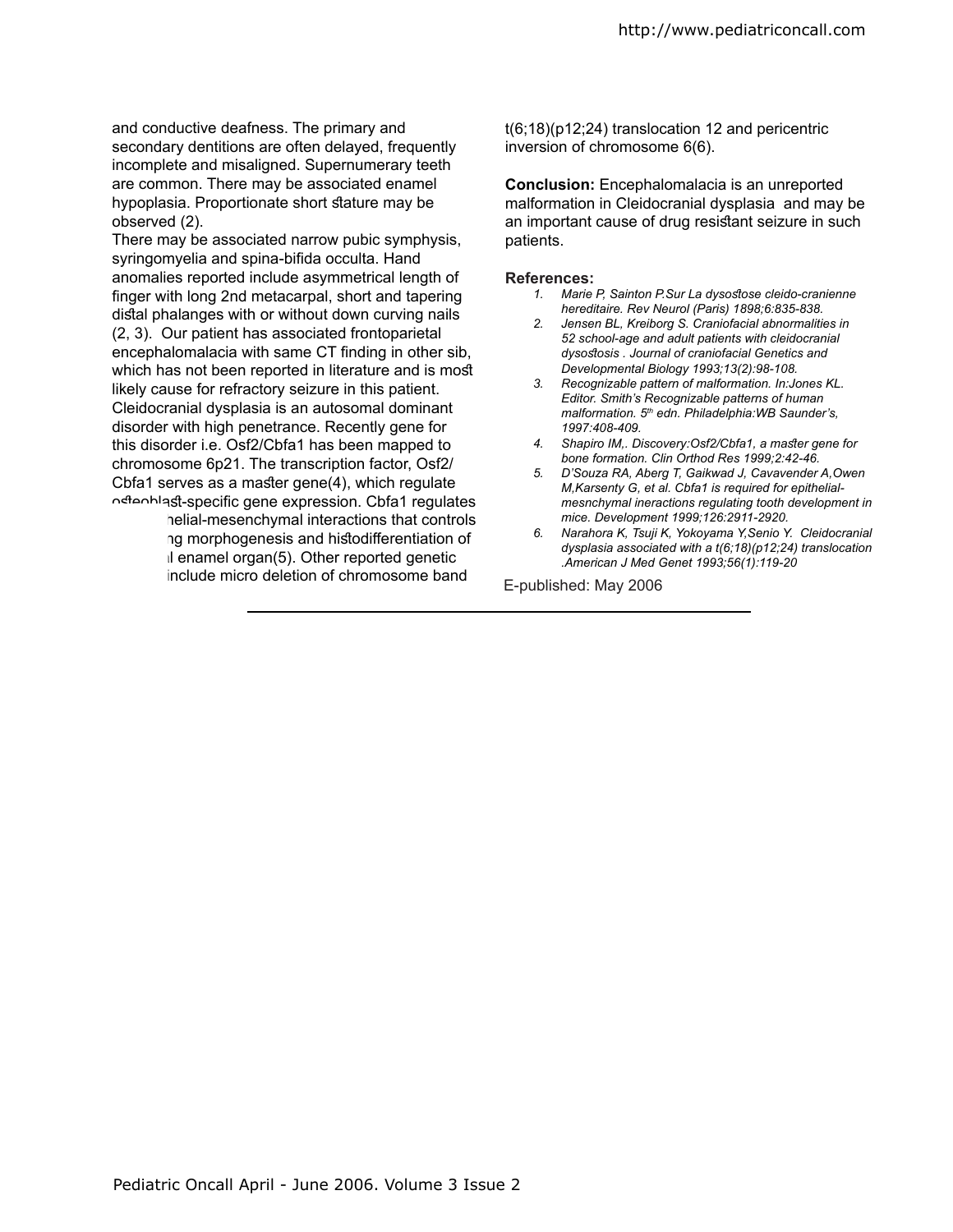and conductive deafness. The primary and secondary dentitions are often delayed, frequently incomplete and misaligned. Supernumerary teeth are common. There may be associated enamel hypoplasia. Proportionate short stature may be observed (2).

There may be associated narrow pubic symphysis, syringomyelia and spina-bifida occulta. Hand anomalies reported include asymmetrical length of finger with long 2nd metacarpal, short and tapering distal phalanges with or without down curving nails (2, 3). Our patient has associated frontoparietal encephalomalacia with same CT finding in other sib, which has not been reported in literature and is most likely cause for refractory seizure in this patient. Cleidocranial dysplasia is an autosomal dominant disorder with high penetrance. Recently gene for this disorder i.e. Osf2/Cbfa1 has been mapped to chromosome 6p21. The transcription factor, Osf2/Cbfa1 serves as a master gene(4), which regulate osteoblast-specific gene expression. Cbfa1 regulates ...helial-mesenchymal interactions that controls ...ng morphogenesis and histodifferentiation of ...l enamel organ(5). Other reported genetic ... include micro deletion of chromosome band t(6;18)(p12;24) translocation 12 and pericentric inversion of chromosome 6(6).

**Conclusion:** Encephalomalacia is an unreported malformation in Cleidocranial dysplasia and may be an important cause of drug resistant seizure in such patients.

**References:**

1. *Marie P, Sainton P.Sur La dysostose cleido-cranienne hereditaire. Rev Neurol (Paris) 1898;6:835-838.*
2. *Jensen BL, Kreiborg S. Craniofacial abnormalities in 52 school-age and adult patients with cleidocranial dysostosis . Journal of craniofacial Genetics and Developmental Biology 1993;13(2):98-108.*
3. *Recognizable pattern of malformation. In:Jones KL. Editor. Smith's Recognizable patterns of human malformation. 5th edn. Philadelphia:WB Saunder's, 1997:408-409.*
4. *Shapiro IM,. Discovery:Osf2/Cbfa1, a master gene for bone formation. Clin Orthod Res 1999;2:42-46.*
5. *D'Souza RA, Aberg T, Gaikwad J, Cavavender A,Owen M,Karsenty G, et al. Cbfa1 is required for epithelial-mesnchymal ineractions regulating tooth development in mice. Development 1999;126:2911-2920.*
6. *Narahora K, Tsuji K, Yokoyama Y,Senio Y. Cleidocranial dysplasia associated with a t(6;18)(p12;24) translocation .American J Med Genet 1993;56(1):119-20*

E-published: May 2006